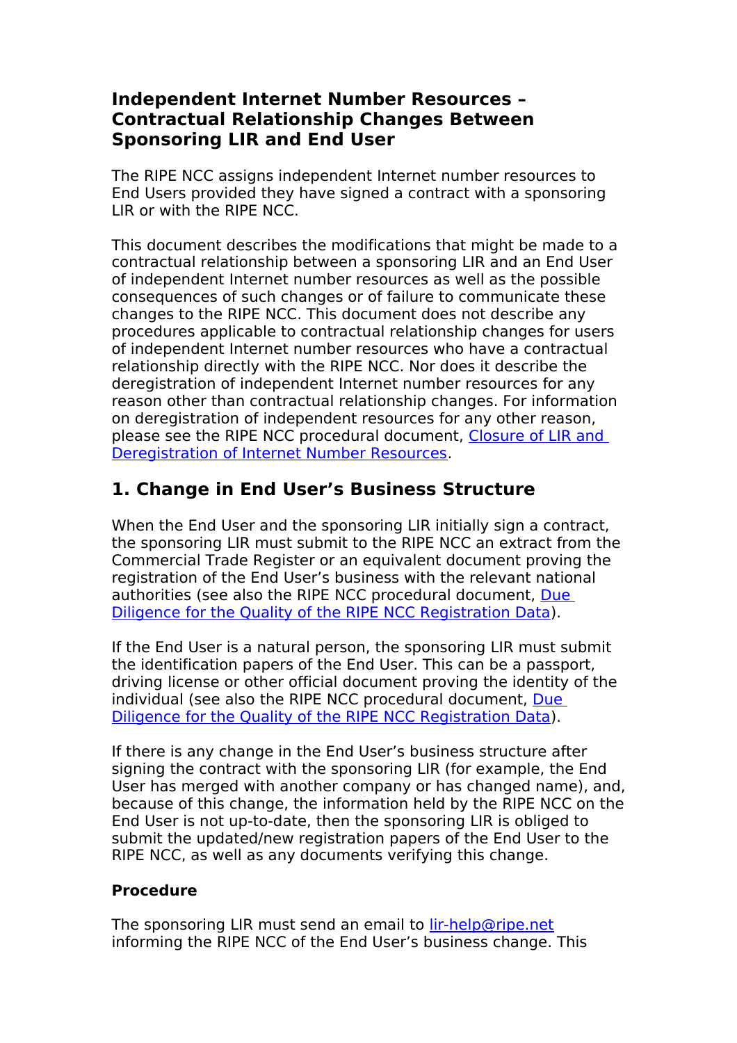# Independent Internet Number Resources – Contractual Relationship Changes Between Sponsoring LIR and End User

The RIPE NCC assigns independent Internet number resources to End Users provided they have signed a contract with a sponsoring LIR or with the RIPE NCC.

This document describes the modifications that might be made to a contractual relationship between a sponsoring LIR and an End User of independent Internet number resources as well as the possible consequences of such changes or of failure to communicate these changes to the RIPE NCC. This document does not describe any procedures applicable to contractual relationship changes for users of independent Internet number resources who have a contractual relationship directly with the RIPE NCC. Nor does it describe the deregistration of independent Internet number resources for any reason other than contractual relationship changes. For information on deregistration of independent resources for any other reason, please see the RIPE NCC procedural document, [Closure of LIR and Deregistration of Internet Number Resources](#).

## 1. Change in End User's Business Structure

When the End User and the sponsoring LIR initially sign a contract, the sponsoring LIR must submit to the RIPE NCC an extract from the Commercial Trade Register or an equivalent document proving the registration of the End User's business with the relevant national authorities (see also the RIPE NCC procedural document, [Due Diligence for the Quality of the RIPE NCC Registration Data](#)).

If the End User is a natural person, the sponsoring LIR must submit the identification papers of the End User. This can be a passport, driving license or other official document proving the identity of the individual (see also the RIPE NCC procedural document, [Due Diligence for the Quality of the RIPE NCC Registration Data](#)).

If there is any change in the End User's business structure after signing the contract with the sponsoring LIR (for example, the End User has merged with another company or has changed name), and, because of this change, the information held by the RIPE NCC on the End User is not up-to-date, then the sponsoring LIR is obliged to submit the updated/new registration papers of the End User to the RIPE NCC, as well as any documents verifying this change.

### Procedure

The sponsoring LIR must send an email to [lir-help@ripe.net](mailto:lir-help@ripe.net) informing the RIPE NCC of the End User's business change. This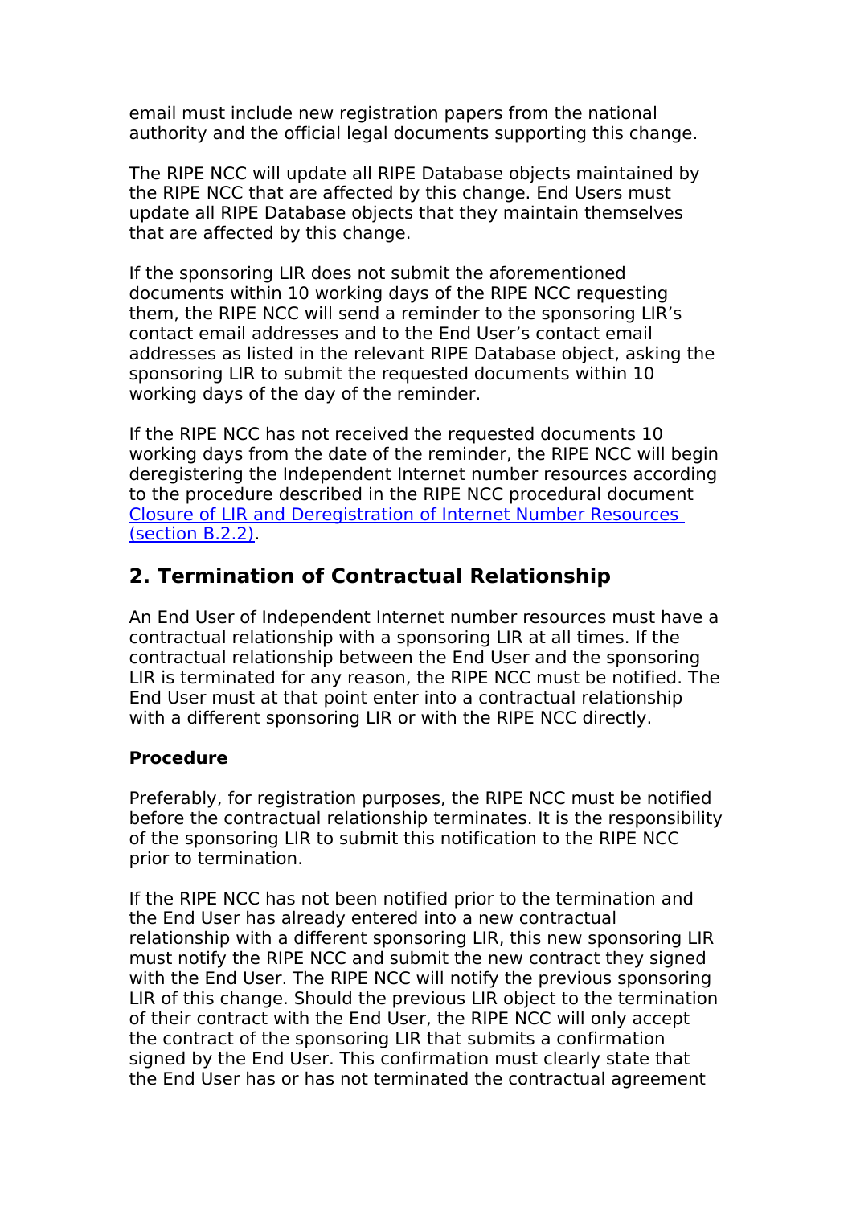email must include new registration papers from the national authority and the official legal documents supporting this change.

The RIPE NCC will update all RIPE Database objects maintained by the RIPE NCC that are affected by this change. End Users must update all RIPE Database objects that they maintain themselves that are affected by this change.

If the sponsoring LIR does not submit the aforementioned documents within 10 working days of the RIPE NCC requesting them, the RIPE NCC will send a reminder to the sponsoring LIR's contact email addresses and to the End User's contact email addresses as listed in the relevant RIPE Database object, asking the sponsoring LIR to submit the requested documents within 10 working days of the day of the reminder.

If the RIPE NCC has not received the requested documents 10 working days from the date of the reminder, the RIPE NCC will begin deregistering the Independent Internet number resources according to the procedure described in the RIPE NCC procedural document [Closure of LIR and Deregistration of Internet Number Resources (section B.2.2)](#).

## 2. Termination of Contractual Relationship

An End User of Independent Internet number resources must have a contractual relationship with a sponsoring LIR at all times. If the contractual relationship between the End User and the sponsoring LIR is terminated for any reason, the RIPE NCC must be notified. The End User must at that point enter into a contractual relationship with a different sponsoring LIR or with the RIPE NCC directly.

### Procedure

Preferably, for registration purposes, the RIPE NCC must be notified before the contractual relationship terminates. It is the responsibility of the sponsoring LIR to submit this notification to the RIPE NCC prior to termination.

If the RIPE NCC has not been notified prior to the termination and the End User has already entered into a new contractual relationship with a different sponsoring LIR, this new sponsoring LIR must notify the RIPE NCC and submit the new contract they signed with the End User. The RIPE NCC will notify the previous sponsoring LIR of this change. Should the previous LIR object to the termination of their contract with the End User, the RIPE NCC will only accept the contract of the sponsoring LIR that submits a confirmation signed by the End User. This confirmation must clearly state that the End User has or has not terminated the contractual agreement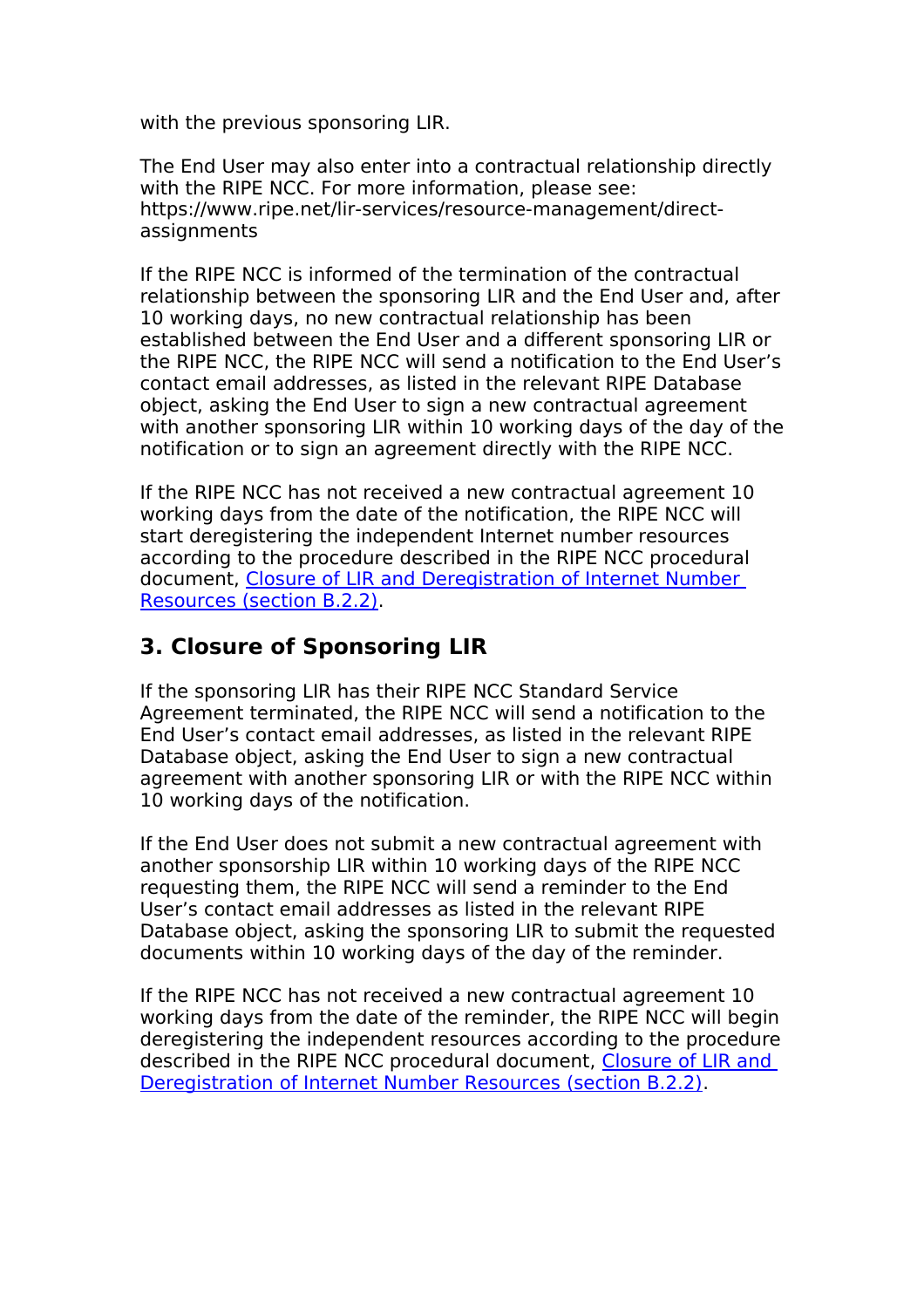with the previous sponsoring LIR.

The End User may also enter into a contractual relationship directly with the RIPE NCC. For more information, please see: https://www.ripe.net/lir-services/resource-management/direct-assignments

If the RIPE NCC is informed of the termination of the contractual relationship between the sponsoring LIR and the End User and, after 10 working days, no new contractual relationship has been established between the End User and a different sponsoring LIR or the RIPE NCC, the RIPE NCC will send a notification to the End User's contact email addresses, as listed in the relevant RIPE Database object, asking the End User to sign a new contractual agreement with another sponsoring LIR within 10 working days of the day of the notification or to sign an agreement directly with the RIPE NCC.

If the RIPE NCC has not received a new contractual agreement 10 working days from the date of the notification, the RIPE NCC will start deregistering the independent Internet number resources according to the procedure described in the RIPE NCC procedural document, Closure of LIR and Deregistration of Internet Number Resources (section B.2.2).

## 3. Closure of Sponsoring LIR

If the sponsoring LIR has their RIPE NCC Standard Service Agreement terminated, the RIPE NCC will send a notification to the End User's contact email addresses, as listed in the relevant RIPE Database object, asking the End User to sign a new contractual agreement with another sponsoring LIR or with the RIPE NCC within 10 working days of the notification.

If the End User does not submit a new contractual agreement with another sponsorship LIR within 10 working days of the RIPE NCC requesting them, the RIPE NCC will send a reminder to the End User's contact email addresses as listed in the relevant RIPE Database object, asking the sponsoring LIR to submit the requested documents within 10 working days of the day of the reminder.

If the RIPE NCC has not received a new contractual agreement 10 working days from the date of the reminder, the RIPE NCC will begin deregistering the independent resources according to the procedure described in the RIPE NCC procedural document, Closure of LIR and Deregistration of Internet Number Resources (section B.2.2).